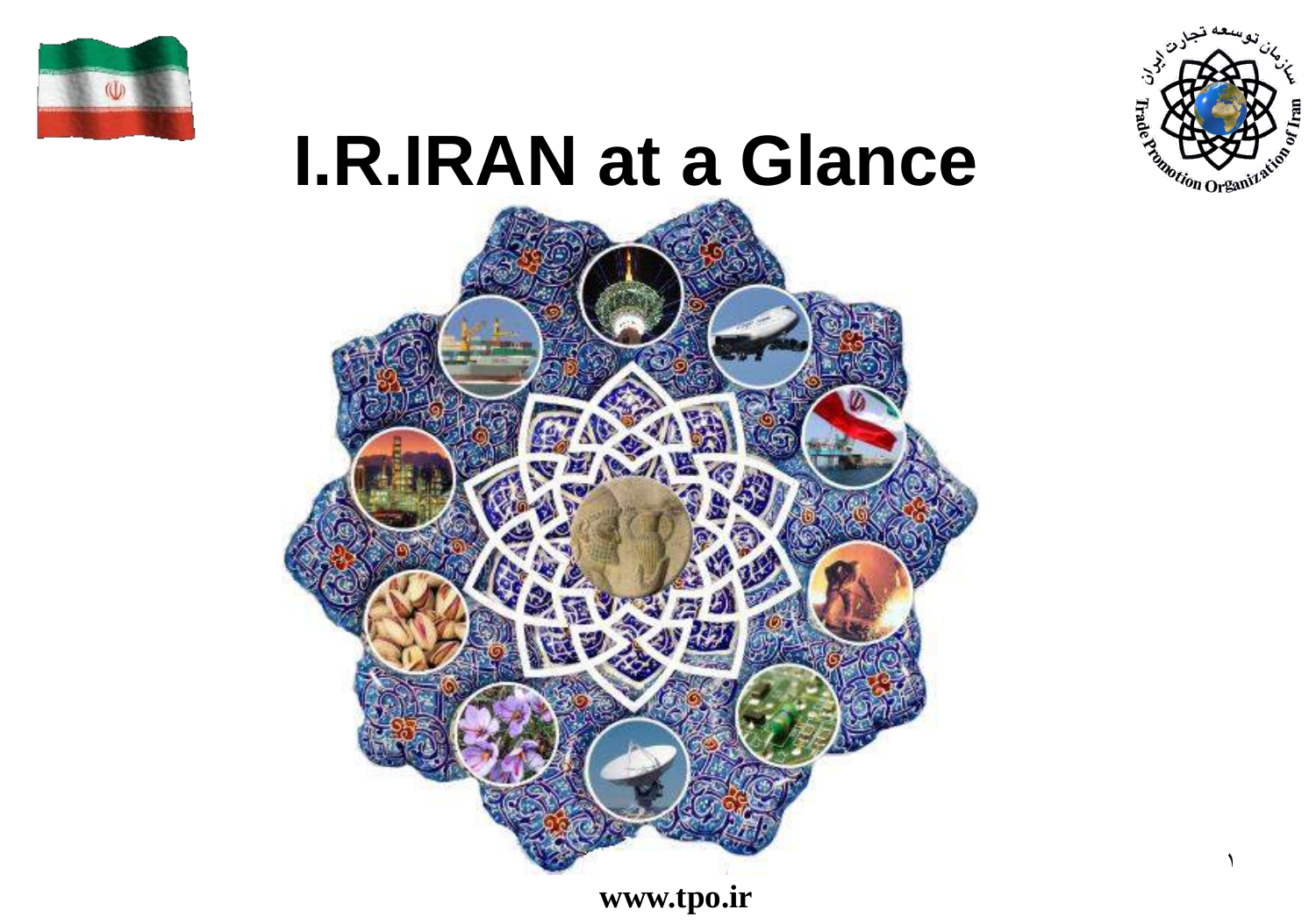# I.R.IRAN at a Glance

www.tpo.ir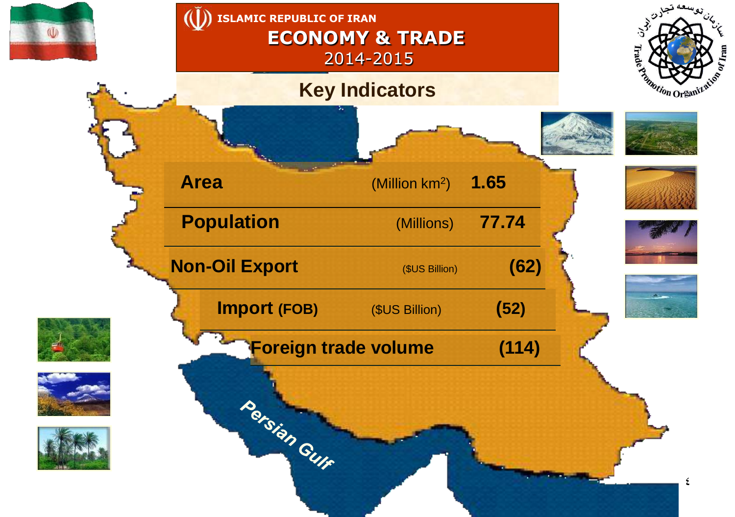ISLAMIC REPUBLIC OF IRAN

# ECONOMY & TRADE

2014-2015

## Key Indicators

| Indicator | Unit | Value |
| --- | --- | --- |
| **Area** | (Million km$^2$) | **1.65** |
| **Population** | (Millions) | **77.74** |
| **Non-Oil Export** | ($US Billion) | **(62)** |
| **Import (FOB)** | ($US Billion) | **(52)** |
| **Foreign trade volume** | | **(114)** |

*Persian Gulf*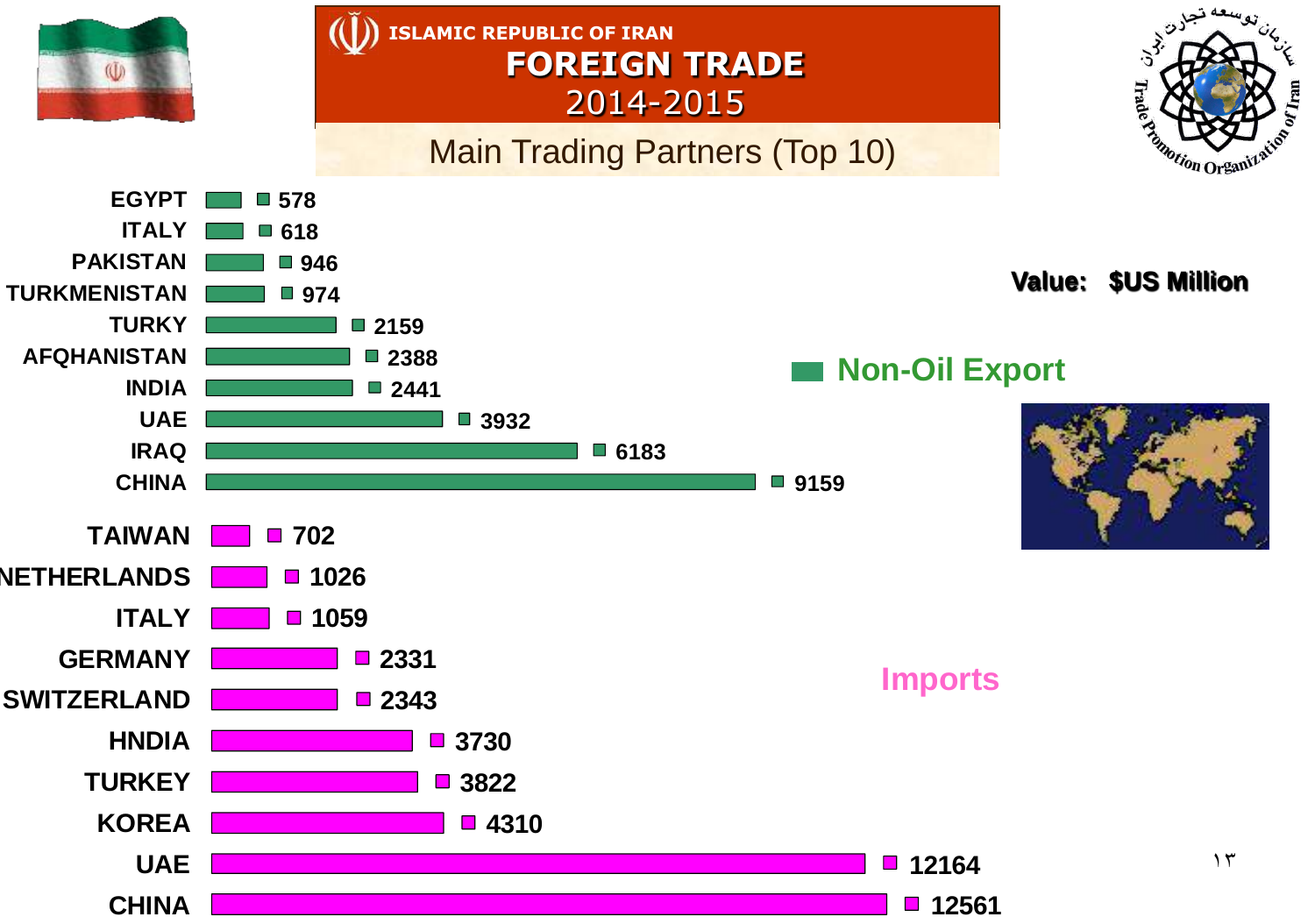ISLAMIC REPUBLIC OF IRAN

# FOREIGN TRADE 2014-2015

## Main Trading Partners (Top 10)

Value: $US Million

### Non-Oil Export

| Country | Value |
|---|---|
| EGYPT | 578 |
| ITALY | 618 |
| PAKISTAN | 946 |
| TURKMENISTAN | 974 |
| TURKY | 2159 |
| AFQHANISTAN | 2388 |
| INDIA | 2441 |
| UAE | 3932 |
| IRAQ | 6183 |
| CHINA | 9159 |

### Imports

| Country | Value |
|---|---|
| TAIWAN | 702 |
| NETHERLANDS | 1026 |
| ITALY | 1059 |
| GERMANY | 2331 |
| SWITZERLAND | 2343 |
| HNDIA | 3730 |
| TURKEY | 3822 |
| KOREA | 4310 |
| UAE | 12164 |
| CHINA | 12561 |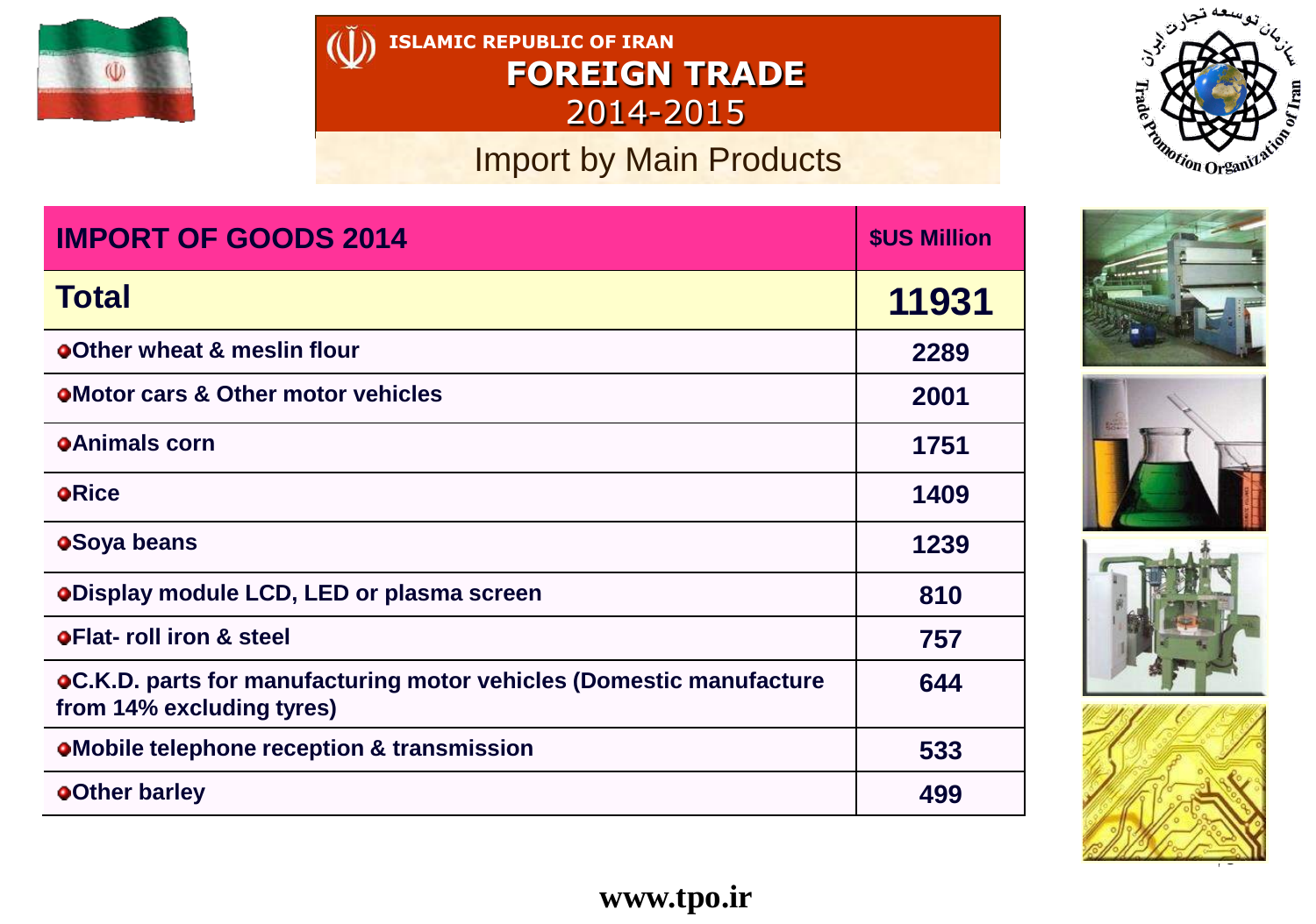# ISLAMIC REPUBLIC OF IRAN

## FOREIGN TRADE 2014-2015

### Import by Main Products

| IMPORT OF GOODS 2014 | $US Million |
|---|---|
| **Total** | **11931** |
| Other wheat & meslin flour | 2289 |
| Motor cars & Other motor vehicles | 2001 |
| Animals corn | 1751 |
| Rice | 1409 |
| Soya beans | 1239 |
| Display module LCD, LED or plasma screen | 810 |
| Flat- roll iron & steel | 757 |
| C.K.D. parts for manufacturing motor vehicles (Domestic manufacture from 14% excluding tyres) | 644 |
| Mobile telephone reception & transmission | 533 |
| Other barley | 499 |

www.tpo.ir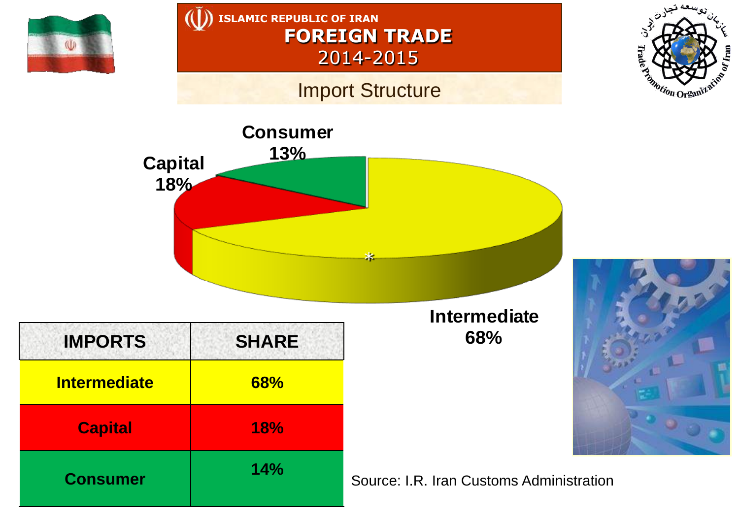ISLAMIC REPUBLIC OF IRAN

# FOREIGN TRADE 2014-2015

## Import Structure

Consumer 13%

Capital 18%

Intermediate 68%

| IMPORTS | SHARE |
|---|---|
| Intermediate | 68% |
| Capital | 18% |
| Consumer | 14% |

Source: I.R. Iran Customs Administration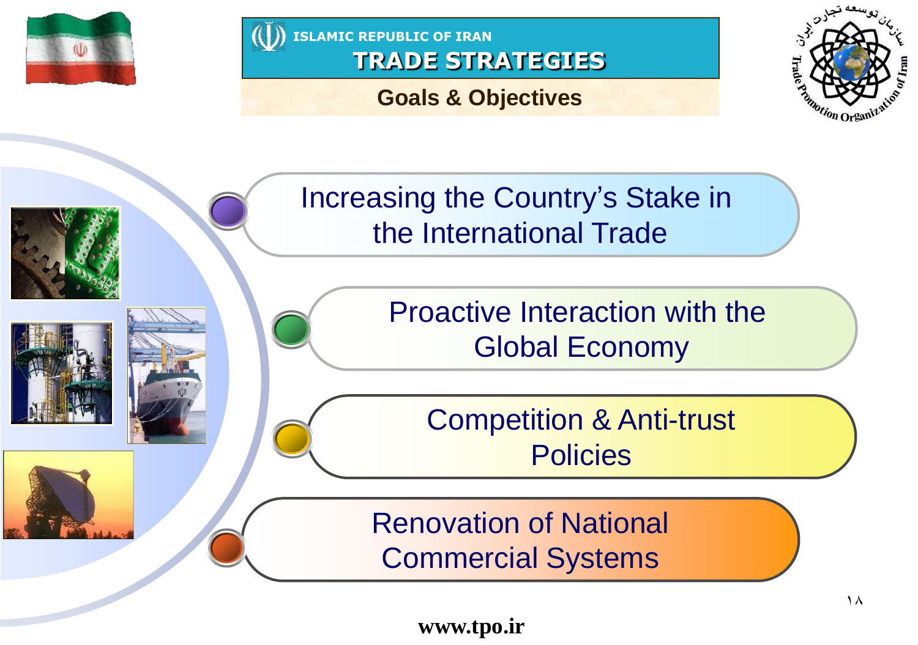ISLAMIC REPUBLIC OF IRAN

# TRADE STRATEGIES

## Goals & Objectives

- Increasing the Country's Stake in the International Trade
- Proactive Interaction with the Global Economy
- Competition & Anti-trust Policies
- Renovation of National Commercial Systems

www.tpo.ir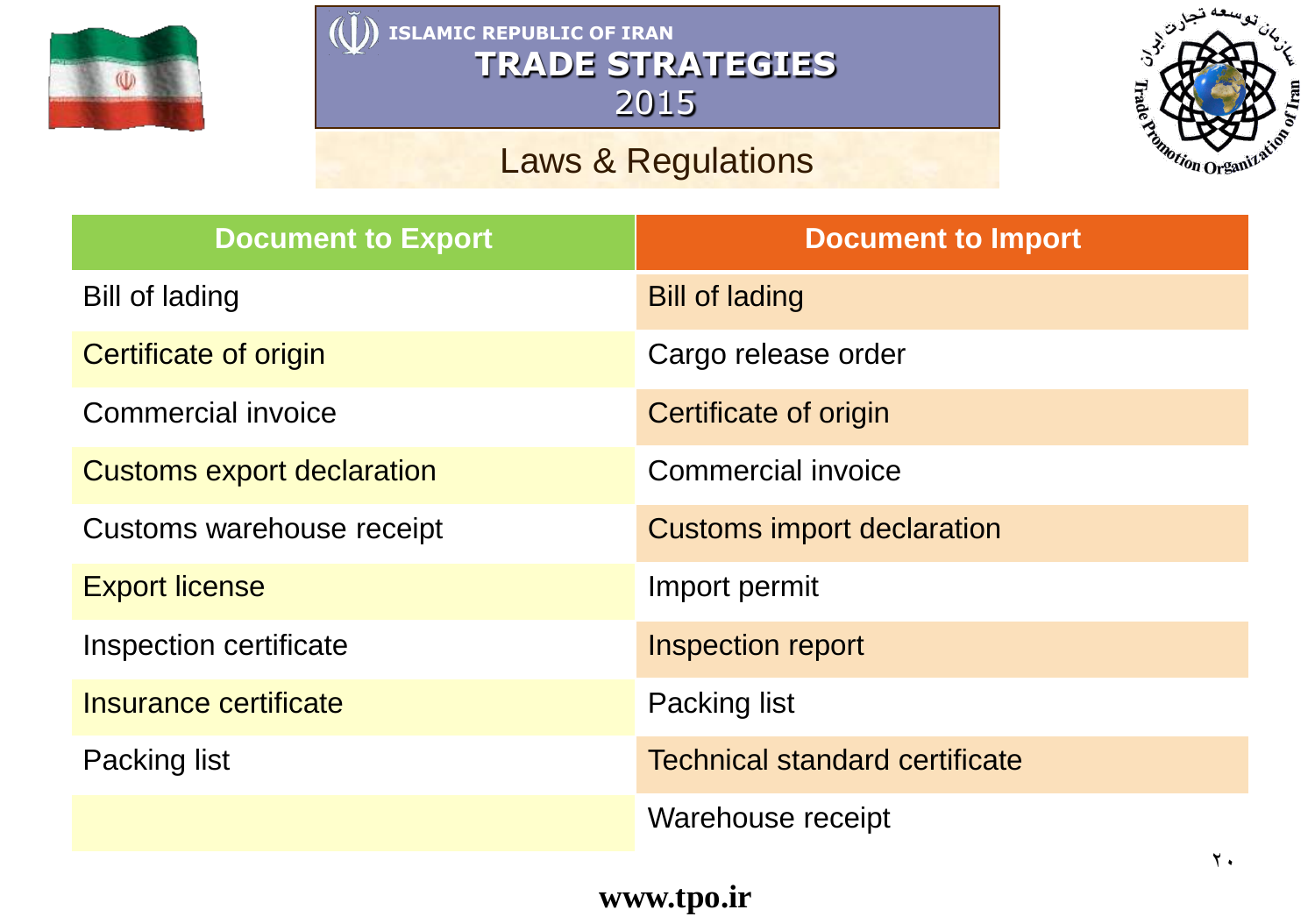# ISLAMIC REPUBLIC OF IRAN
## TRADE STRATEGIES 2015
### Laws & Regulations

| Document to Export | Document to Import |
|---|---|
| Bill of lading | Bill of lading |
| Certificate of origin | Cargo release order |
| Commercial invoice | Certificate of origin |
| Customs export declaration | Commercial invoice |
| Customs warehouse receipt | Customs import declaration |
| Export license | Import permit |
| Inspection certificate | Inspection report |
| Insurance certificate | Packing list |
| Packing list | Technical standard certificate |
| | Warehouse receipt |

www.tpo.ir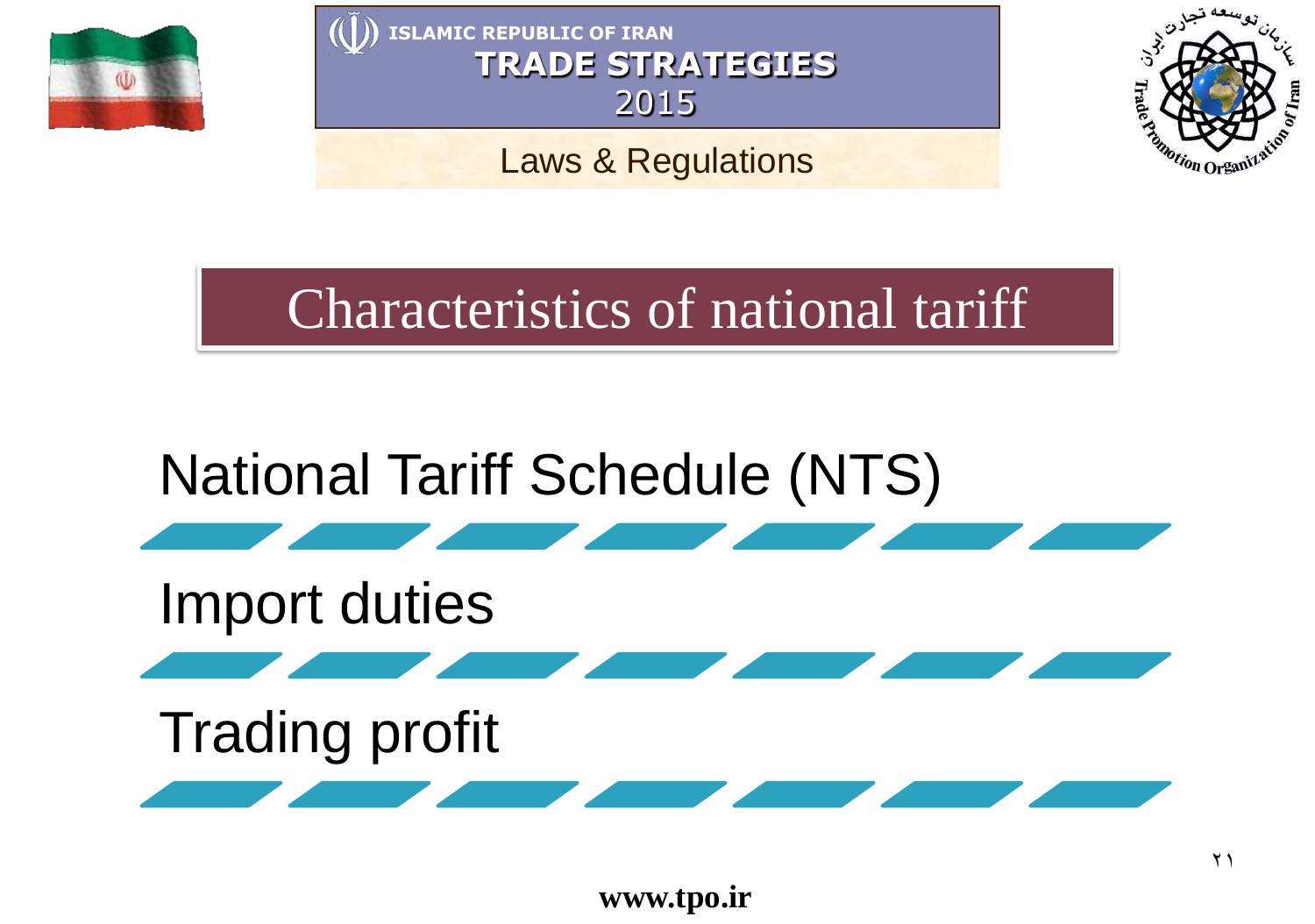# Characteristics of national tariff

National Tariff Schedule (NTS)

Import duties

Trading profit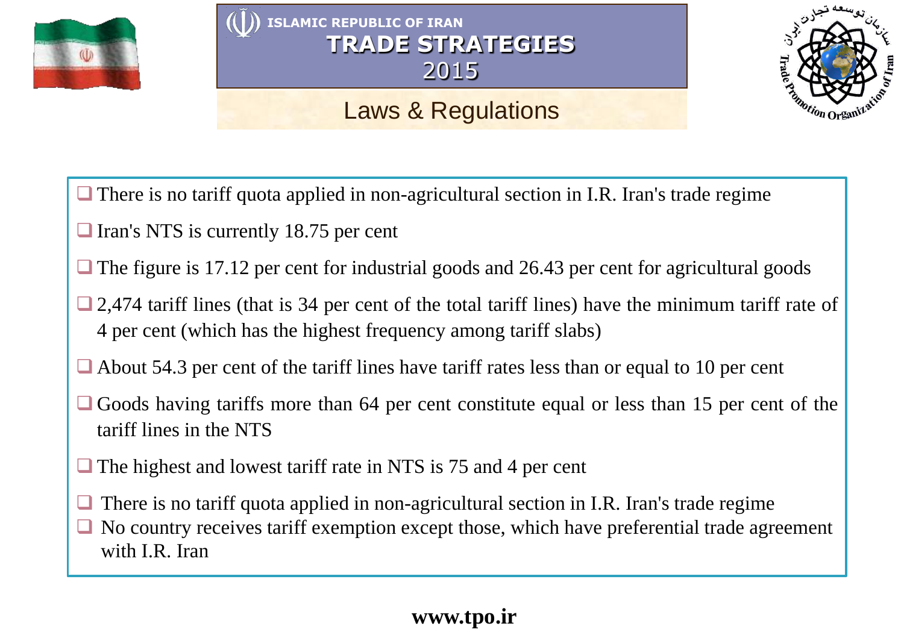# ISLAMIC REPUBLIC OF IRAN
## TRADE STRATEGIES 2015

### Laws & Regulations

- There is no tariff quota applied in non-agricultural section in I.R. Iran's trade regime
- Iran's NTS is currently 18.75 per cent
- The figure is 17.12 per cent for industrial goods and 26.43 per cent for agricultural goods
- 2,474 tariff lines (that is 34 per cent of the total tariff lines) have the minimum tariff rate of 4 per cent (which has the highest frequency among tariff slabs)
- About 54.3 per cent of the tariff lines have tariff rates less than or equal to 10 per cent
- Goods having tariffs more than 64 per cent constitute equal or less than 15 per cent of the tariff lines in the NTS
- The highest and lowest tariff rate in NTS is 75 and 4 per cent
- There is no tariff quota applied in non-agricultural section in I.R. Iran's trade regime
- No country receives tariff exemption except those, which have preferential trade agreement with I.R. Iran

**www.tpo.ir**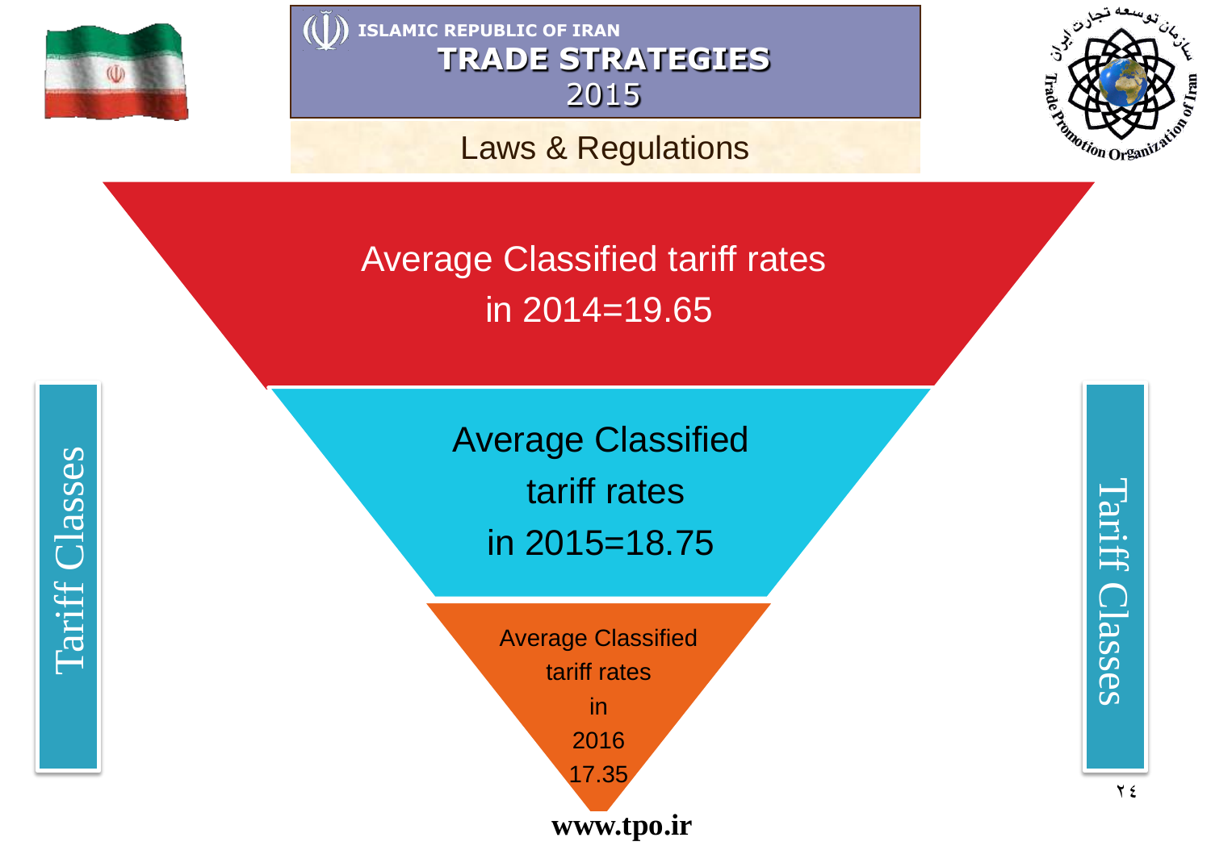ISLAMIC REPUBLIC OF IRAN

# TRADE STRATEGIES 2015

## Laws & Regulations

Tariff Classes

Average Classified tariff rates in 2014=19.65

Average Classified tariff rates in 2015=18.75

Average Classified tariff rates in 2016 17.35

Tariff Classes

www.tpo.ir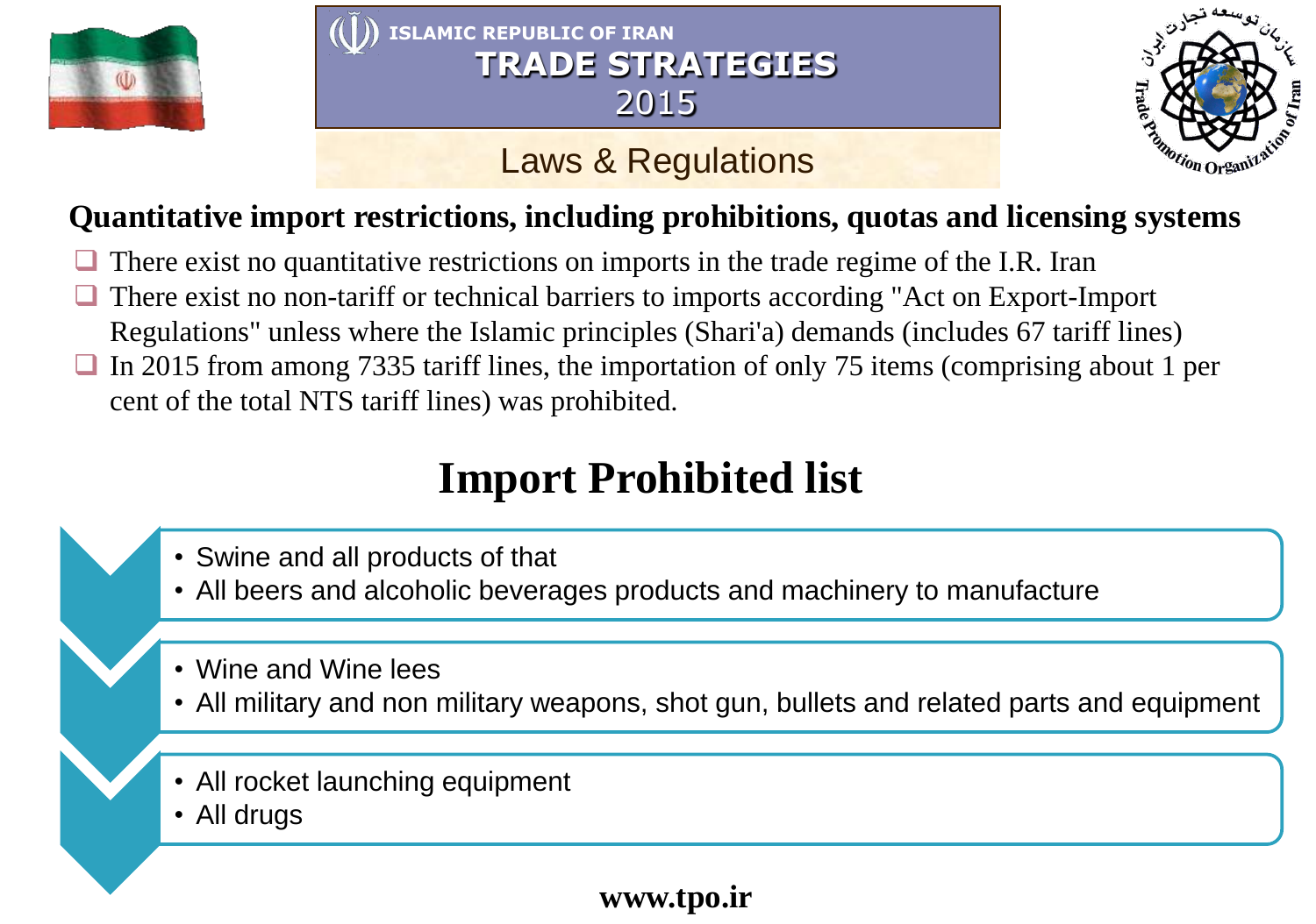ISLAMIC REPUBLIC OF IRAN

# TRADE STRATEGIES 2015

## Laws & Regulations

### Quantitative import restrictions, including prohibitions, quotas and licensing systems

- There exist no quantitative restrictions on imports in the trade regime of the I.R. Iran
- There exist no non-tariff or technical barriers to imports according "Act on Export-Import Regulations" unless where the Islamic principles (Shari'a) demands (includes 67 tariff lines)
- In 2015 from among 7335 tariff lines, the importation of only 75 items (comprising about 1 per cent of the total NTS tariff lines) was prohibited.

## Import Prohibited list

- Swine and all products of that
- All beers and alcoholic beverages products and machinery to manufacture

- Wine and Wine lees
- All military and non military weapons, shot gun, bullets and related parts and equipment

- All rocket launching equipment
- All drugs

www.tpo.ir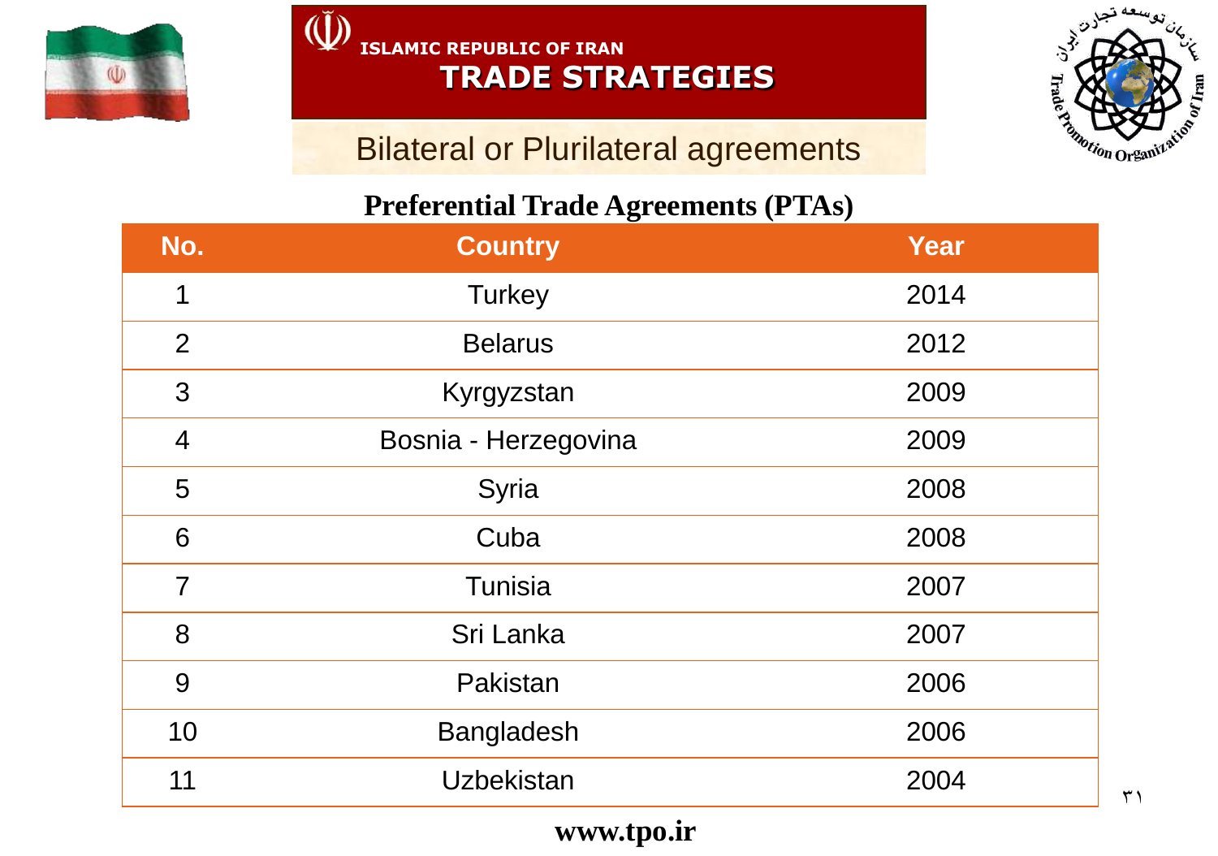ISLAMIC REPUBLIC OF IRAN

# TRADE STRATEGIES

## Bilateral or Plurilateral agreements

### Preferential Trade Agreements (PTAs)

| No. | Country | Year |
|---|---|---|
| 1 | Turkey | 2014 |
| 2 | Belarus | 2012 |
| 3 | Kyrgyzstan | 2009 |
| 4 | Bosnia - Herzegovina | 2009 |
| 5 | Syria | 2008 |
| 6 | Cuba | 2008 |
| 7 | Tunisia | 2007 |
| 8 | Sri Lanka | 2007 |
| 9 | Pakistan | 2006 |
| 10 | Bangladesh | 2006 |
| 11 | Uzbekistan | 2004 |

www.tpo.ir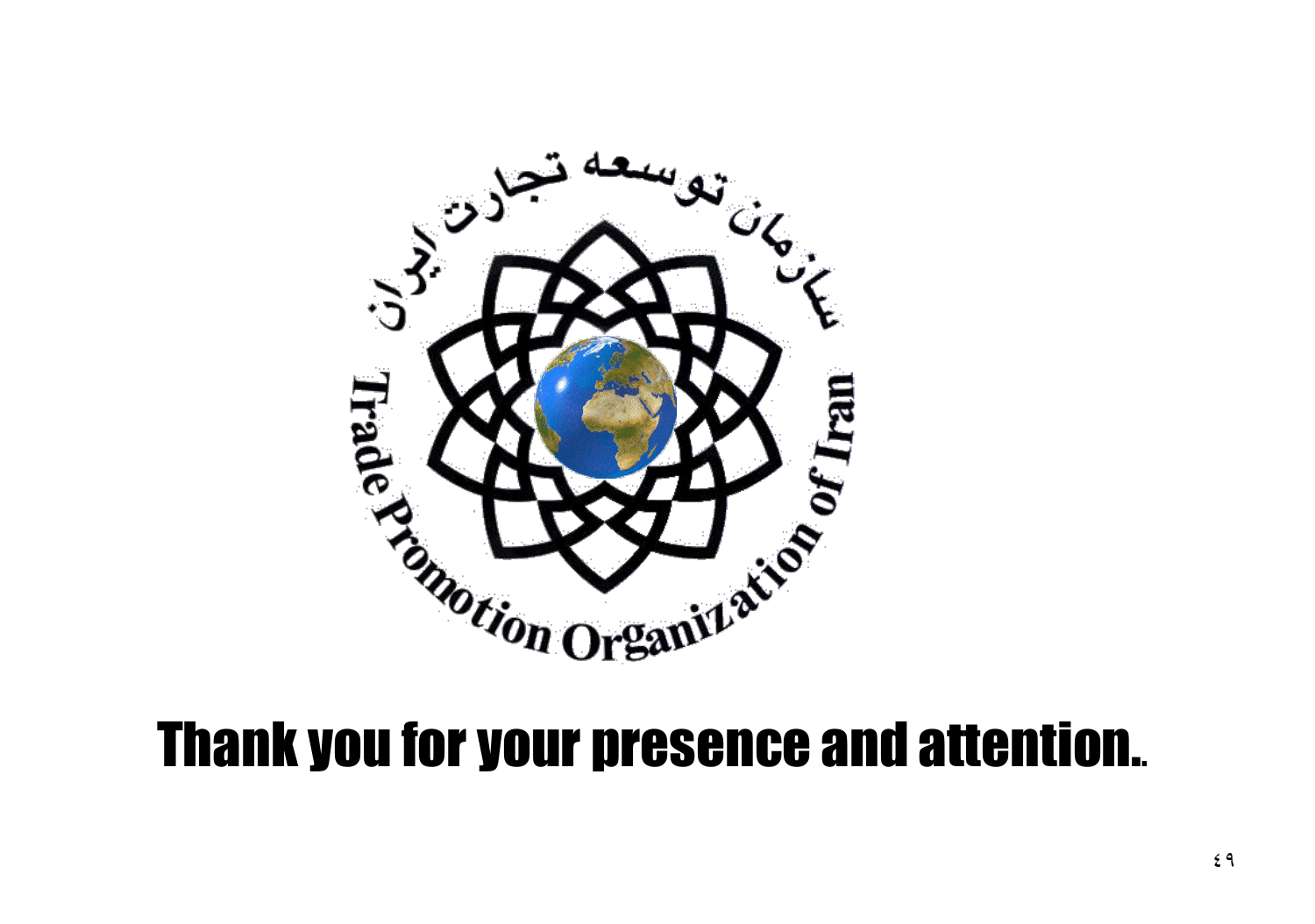سازمان توسعه تجارت ایران

Trade Promotion Organization of Iran

# Thank you for your presence and attention..